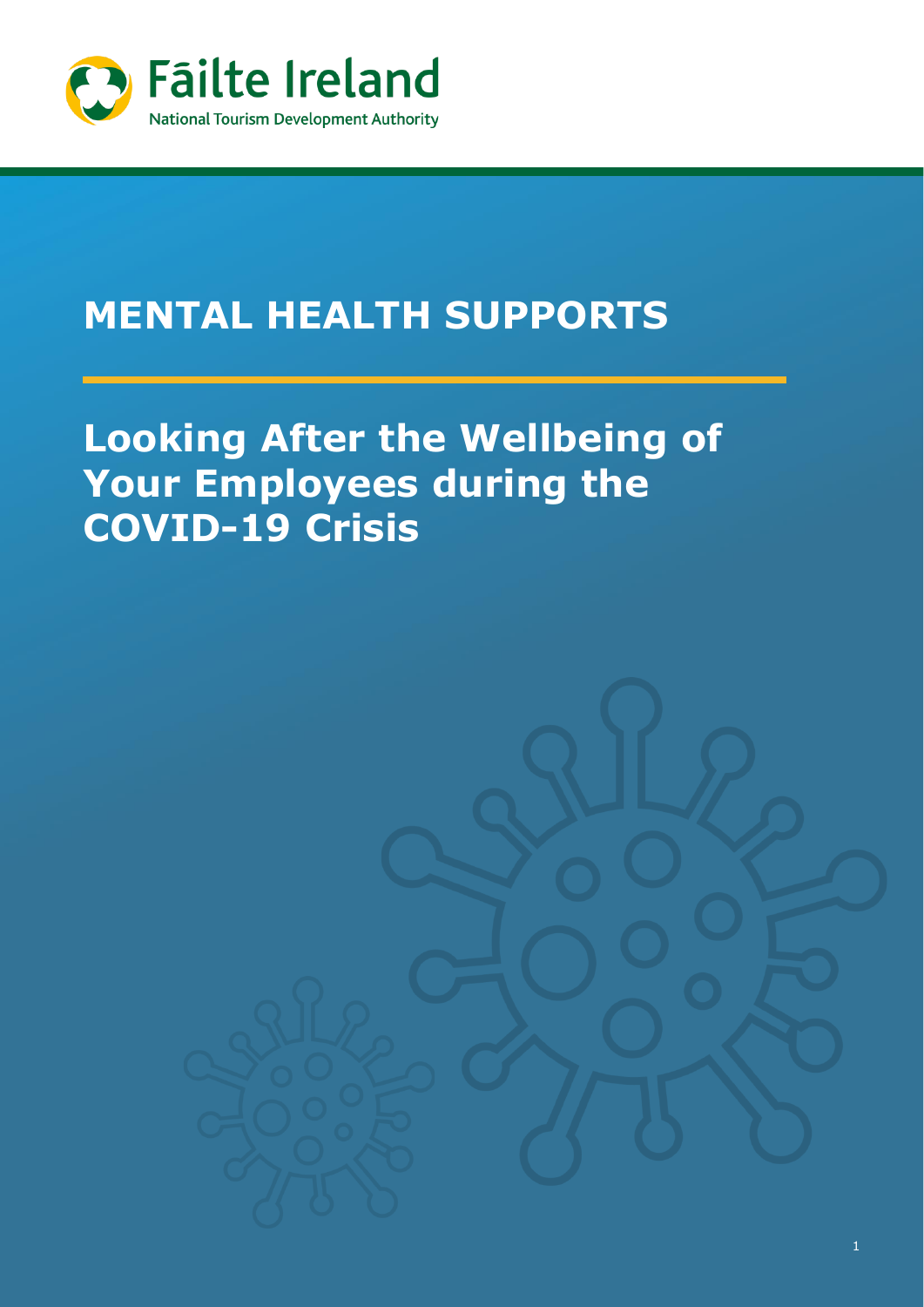Fāilte Ireland

National Tourism Development Authority

# MENTAL HEALTH SUPPORTS

## Looking After the Wellbeing of Your Employees during the COVID-19 Crisis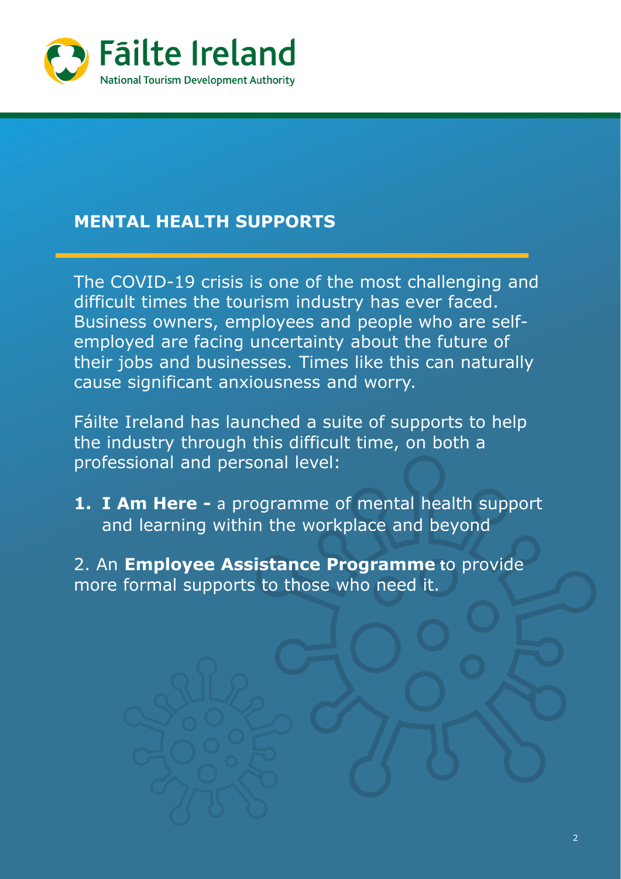## MENTAL HEALTH SUPPORTS

The COVID-19 crisis is one of the most challenging and difficult times the tourism industry has ever faced. Business owners, employees and people who are self-employed are facing uncertainty about the future of their jobs and businesses. Times like this can naturally cause significant anxiousness and worry.

Fáilte Ireland has launched a suite of supports to help the industry through this difficult time, on both a professional and personal level:

1. **I Am Here -** a programme of mental health support and learning within the workplace and beyond

2. An **Employee Assistance Programme** to provide more formal supports to those who need it.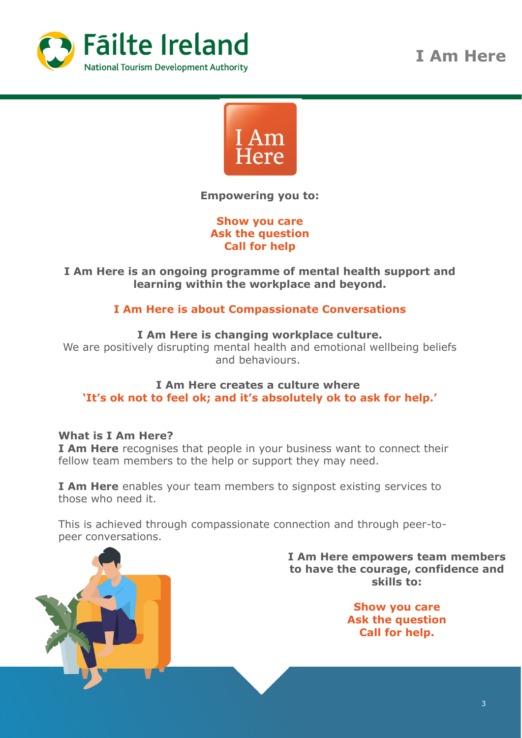**Empowering you to:**

**Show you care**
**Ask the question**
**Call for help**

**I Am Here is an ongoing programme of mental health support and learning within the workplace and beyond.**

**I Am Here is about Compassionate Conversations**

**I Am Here is changing workplace culture.**
We are positively disrupting mental health and emotional wellbeing beliefs and behaviours.

**I Am Here creates a culture where**
**'It's ok not to feel ok; and it's absolutely ok to ask for help.'**

**What is I Am Here?**
**I Am Here** recognises that people in your business want to connect their fellow team members to the help or support they may need.

**I Am Here** enables your team members to signpost existing services to those who need it.

This is achieved through compassionate connection and through peer-to-peer conversations.

**I Am Here empowers team members to have the courage, confidence and skills to:**

**Show you care**
**Ask the question**
**Call for help.**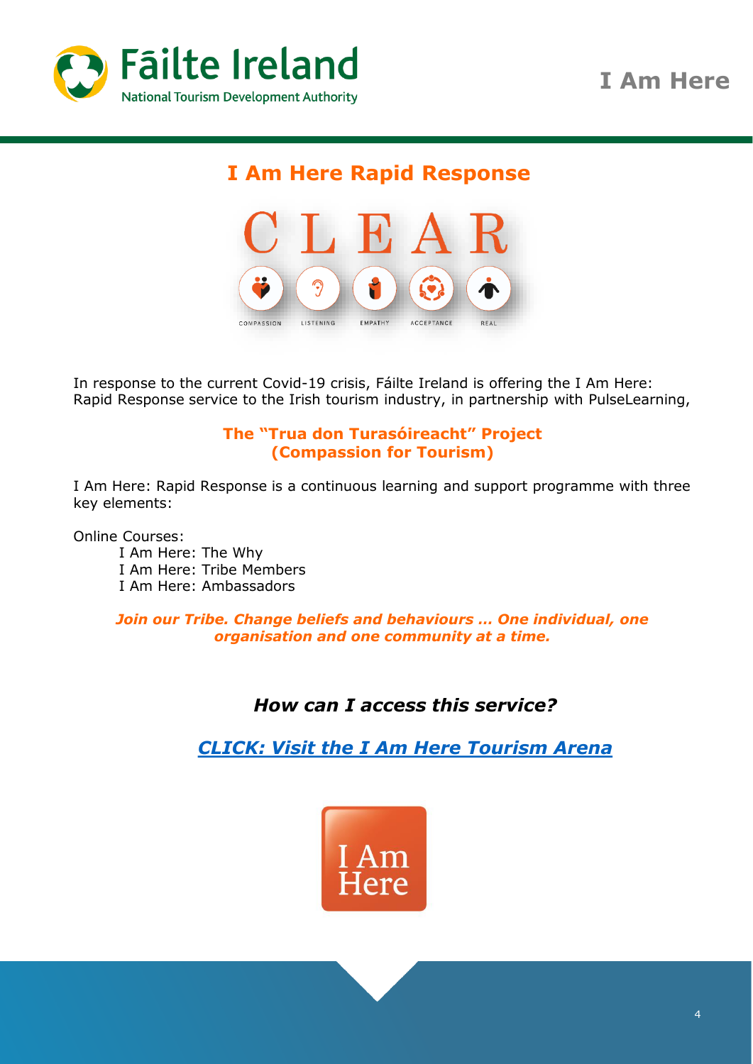## I Am Here Rapid Response

C L E A R

COMPASSION LISTENING EMPATHY ACCEPTANCE REAL

In response to the current Covid-19 crisis, Fáilte Ireland is offering the I Am Here: Rapid Response service to the Irish tourism industry, in partnership with PulseLearning,

### The "Trua don Turasóireacht" Project (Compassion for Tourism)

I Am Here: Rapid Response is a continuous learning and support programme with three key elements:

Online Courses:

- I Am Here: The Why
- I Am Here: Tribe Members
- I Am Here: Ambassadors

***Join our Tribe. Change beliefs and behaviours … One individual, one organisation and one community at a time.***

***How can I access this service?***

***CLICK: Visit the I Am Here Tourism Arena***

I Am Here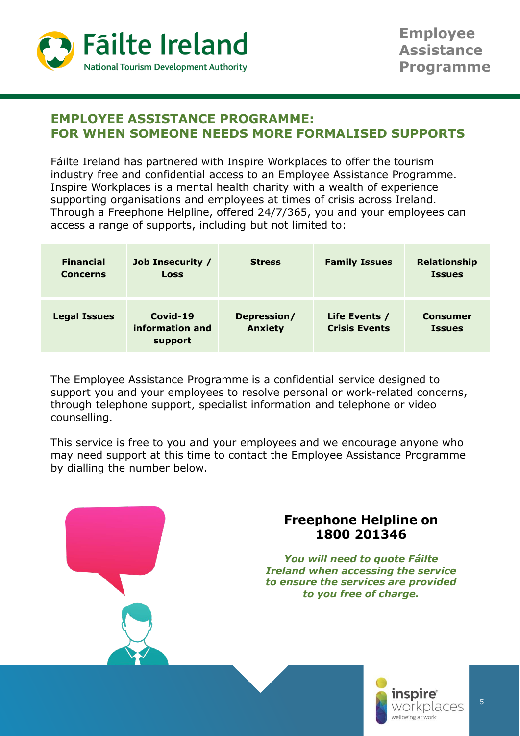## EMPLOYEE ASSISTANCE PROGRAMME: FOR WHEN SOMEONE NEEDS MORE FORMALISED SUPPORTS

Fáilte Ireland has partnered with Inspire Workplaces to offer the tourism industry free and confidential access to an Employee Assistance Programme. Inspire Workplaces is a mental health charity with a wealth of experience supporting organisations and employees at times of crisis across Ireland. Through a Freephone Helpline, offered 24/7/365, you and your employees can access a range of supports, including but not limited to:

| Financial Concerns | Job Insecurity / Loss | Stress | Family Issues | Relationship Issues |
|---|---|---|---|---|
| Legal Issues | Covid-19 information and support | Depression/ Anxiety | Life Events / Crisis Events | Consumer Issues |

The Employee Assistance Programme is a confidential service designed to support you and your employees to resolve personal or work-related concerns, through telephone support, specialist information and telephone or video counselling.

This service is free to you and your employees and we encourage anyone who may need support at this time to contact the Employee Assistance Programme by dialling the number below.

**Freephone Helpline on 1800 201346**

***You will need to quote Fáilte Ireland when accessing the service to ensure the services are provided to you free of charge.***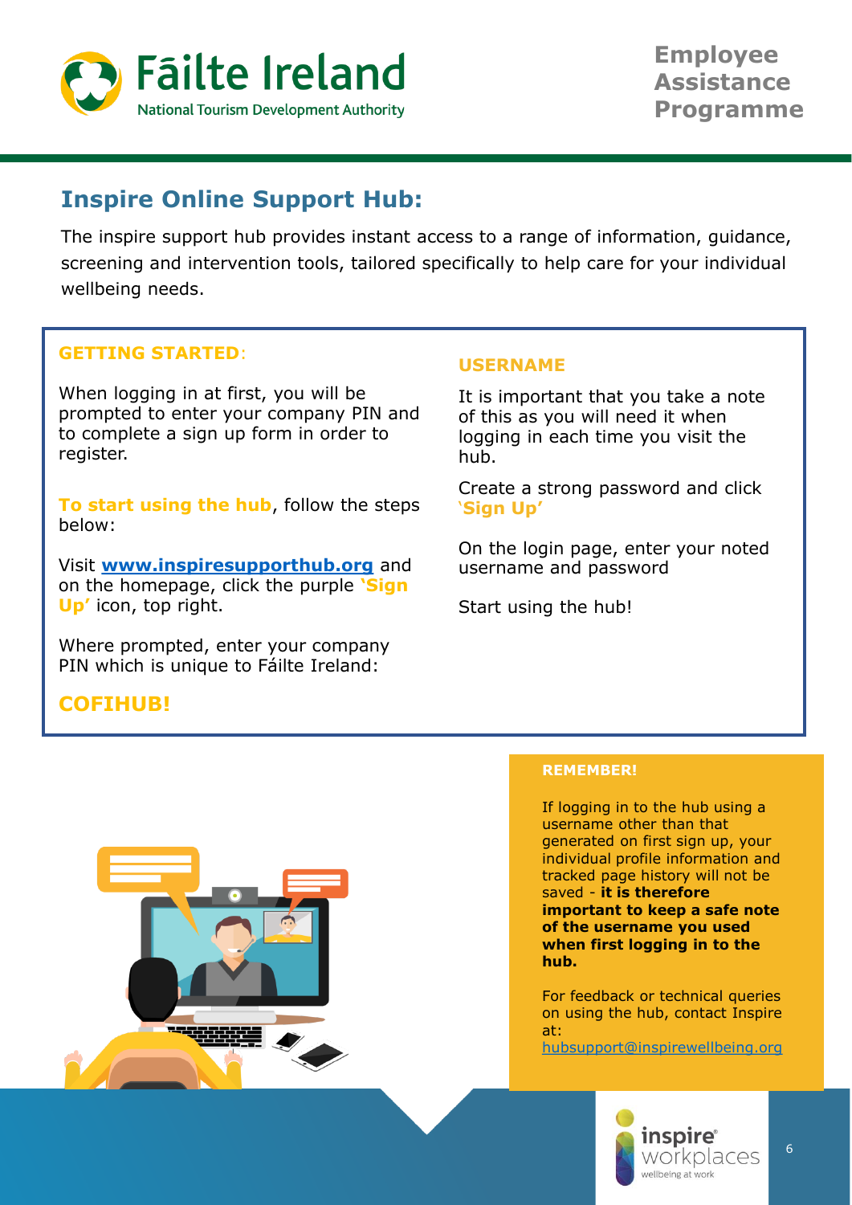## Inspire Online Support Hub:

The inspire support hub provides instant access to a range of information, guidance, screening and intervention tools, tailored specifically to help care for your individual wellbeing needs.

**GETTING STARTED**:

When logging in at first, you will be prompted to enter your company PIN and to complete a sign up form in order to register.

**To start using the hub**, follow the steps below:

Visit **www.inspiresupporthub.org** and on the homepage, click the purple **'Sign Up'** icon, top right.

Where prompted, enter your company PIN which is unique to Fáilte Ireland:

**COFIHUB!**

**USERNAME**

It is important that you take a note of this as you will need it when logging in each time you visit the hub.

Create a strong password and click **'Sign Up'**

On the login page, enter your noted username and password

Start using the hub!

**REMEMBER!**

If logging in to the hub using a username other than that generated on first sign up, your individual profile information and tracked page history will not be saved - **it is therefore important to keep a safe note of the username you used when first logging in to the hub.**

For feedback or technical queries on using the hub, contact Inspire at:
hubsupport@inspirewellbeing.org